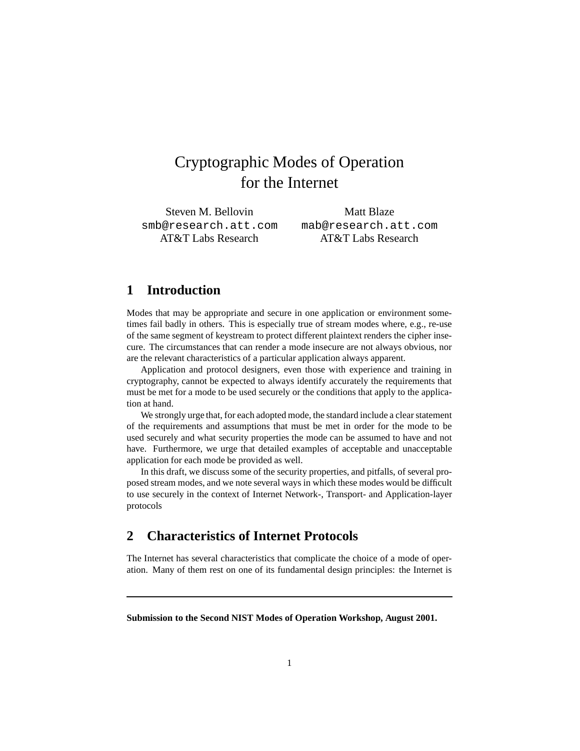# Cryptographic Modes of Operation for the Internet

Steven M. Bellovin
smb@research.att.com
AT&T Labs Research

Matt Blaze
mab@research.att.com
AT&T Labs Research

## 1 Introduction

Modes that may be appropriate and secure in one application or environment sometimes fail badly in others. This is especially true of stream modes where, e.g., re-use of the same segment of keystream to protect different plaintext renders the cipher insecure. The circumstances that can render a mode insecure are not always obvious, nor are the relevant characteristics of a particular application always apparent.

Application and protocol designers, even those with experience and training in cryptography, cannot be expected to always identify accurately the requirements that must be met for a mode to be used securely or the conditions that apply to the application at hand.

We strongly urge that, for each adopted mode, the standard include a clear statement of the requirements and assumptions that must be met in order for the mode to be used securely and what security properties the mode can be assumed to have and not have. Furthermore, we urge that detailed examples of acceptable and unacceptable application for each mode be provided as well.

In this draft, we discuss some of the security properties, and pitfalls, of several proposed stream modes, and we note several ways in which these modes would be difficult to use securely in the context of Internet Network-, Transport- and Application-layer protocols

## 2 Characteristics of Internet Protocols

The Internet has several characteristics that complicate the choice of a mode of operation. Many of them rest on one of its fundamental design principles: the Internet is

---

**Submission to the Second NIST Modes of Operation Workshop, August 2001.**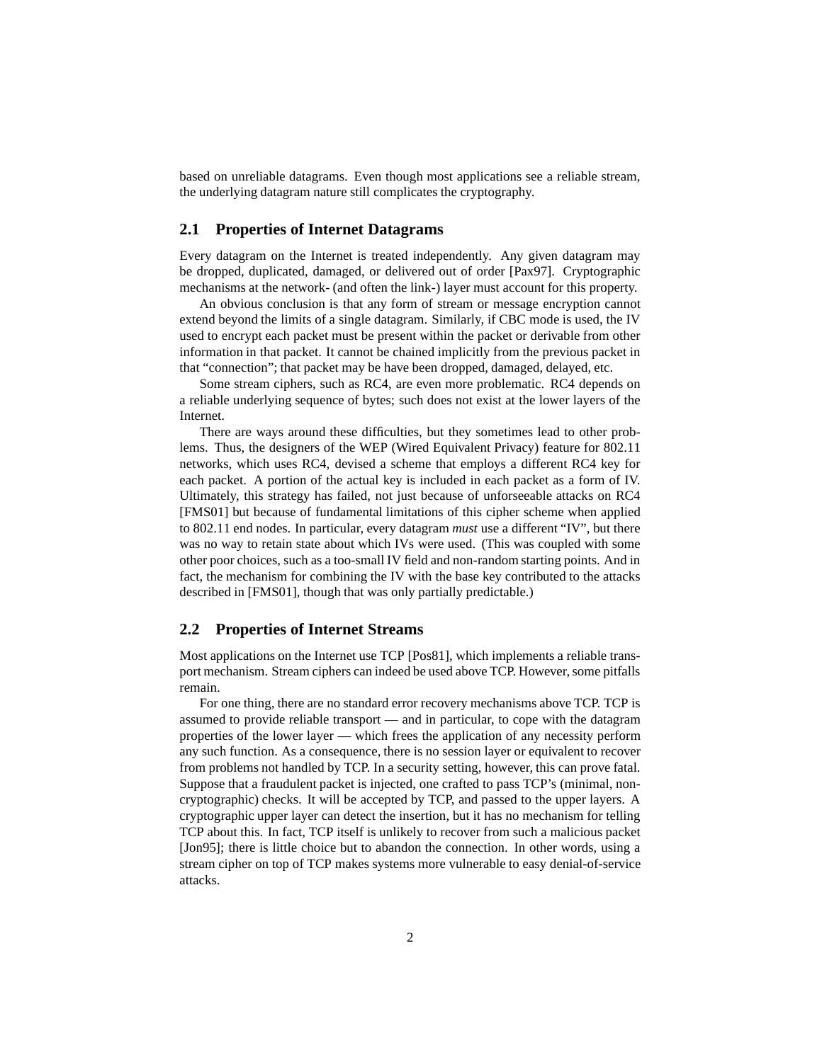based on unreliable datagrams. Even though most applications see a reliable stream, the underlying datagram nature still complicates the cryptography.

## 2.1 Properties of Internet Datagrams

Every datagram on the Internet is treated independently. Any given datagram may be dropped, duplicated, damaged, or delivered out of order [Pax97]. Cryptographic mechanisms at the network- (and often the link-) layer must account for this property.

An obvious conclusion is that any form of stream or message encryption cannot extend beyond the limits of a single datagram. Similarly, if CBC mode is used, the IV used to encrypt each packet must be present within the packet or derivable from other information in that packet. It cannot be chained implicitly from the previous packet in that "connection"; that packet may be have been dropped, damaged, delayed, etc.

Some stream ciphers, such as RC4, are even more problematic. RC4 depends on a reliable underlying sequence of bytes; such does not exist at the lower layers of the Internet.

There are ways around these difficulties, but they sometimes lead to other problems. Thus, the designers of the WEP (Wired Equivalent Privacy) feature for 802.11 networks, which uses RC4, devised a scheme that employs a different RC4 key for each packet. A portion of the actual key is included in each packet as a form of IV. Ultimately, this strategy has failed, not just because of unforseeable attacks on RC4 [FMS01] but because of fundamental limitations of this cipher scheme when applied to 802.11 end nodes. In particular, every datagram *must* use a different "IV", but there was no way to retain state about which IVs were used. (This was coupled with some other poor choices, such as a too-small IV field and non-random starting points. And in fact, the mechanism for combining the IV with the base key contributed to the attacks described in [FMS01], though that was only partially predictable.)

## 2.2 Properties of Internet Streams

Most applications on the Internet use TCP [Pos81], which implements a reliable transport mechanism. Stream ciphers can indeed be used above TCP. However, some pitfalls remain.

For one thing, there are no standard error recovery mechanisms above TCP. TCP is assumed to provide reliable transport — and in particular, to cope with the datagram properties of the lower layer — which frees the application of any necessity perform any such function. As a consequence, there is no session layer or equivalent to recover from problems not handled by TCP. In a security setting, however, this can prove fatal. Suppose that a fraudulent packet is injected, one crafted to pass TCP's (minimal, non-cryptographic) checks. It will be accepted by TCP, and passed to the upper layers. A cryptographic upper layer can detect the insertion, but it has no mechanism for telling TCP about this. In fact, TCP itself is unlikely to recover from such a malicious packet [Jon95]; there is little choice but to abandon the connection. In other words, using a stream cipher on top of TCP makes systems more vulnerable to easy denial-of-service attacks.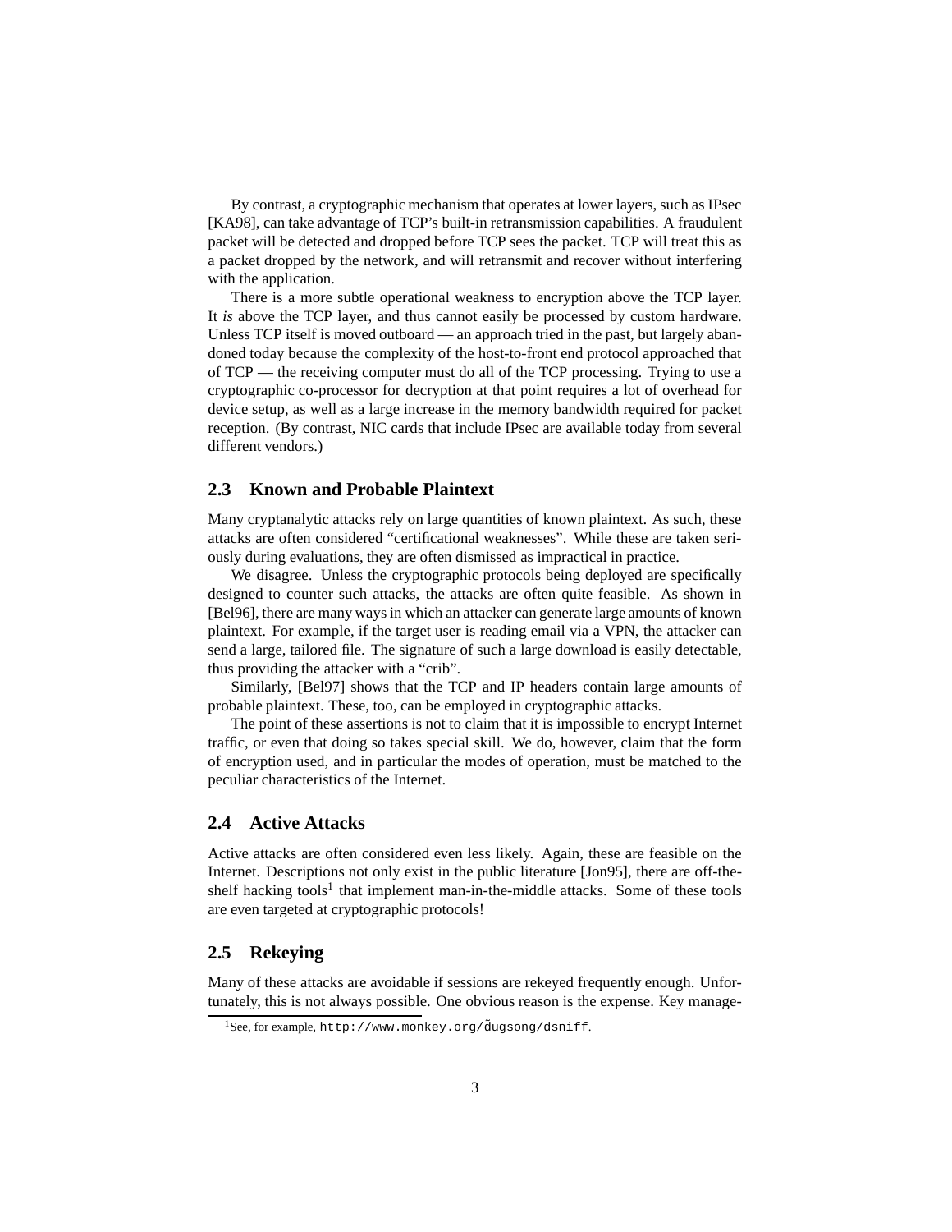By contrast, a cryptographic mechanism that operates at lower layers, such as IPsec [KA98], can take advantage of TCP's built-in retransmission capabilities. A fraudulent packet will be detected and dropped before TCP sees the packet. TCP will treat this as a packet dropped by the network, and will retransmit and recover without interfering with the application.

There is a more subtle operational weakness to encryption above the TCP layer. It *is* above the TCP layer, and thus cannot easily be processed by custom hardware. Unless TCP itself is moved outboard — an approach tried in the past, but largely abandoned today because the complexity of the host-to-front end protocol approached that of TCP — the receiving computer must do all of the TCP processing. Trying to use a cryptographic co-processor for decryption at that point requires a lot of overhead for device setup, as well as a large increase in the memory bandwidth required for packet reception. (By contrast, NIC cards that include IPsec are available today from several different vendors.)

## 2.3 Known and Probable Plaintext

Many cryptanalytic attacks rely on large quantities of known plaintext. As such, these attacks are often considered "certificational weaknesses". While these are taken seriously during evaluations, they are often dismissed as impractical in practice.

We disagree. Unless the cryptographic protocols being deployed are specifically designed to counter such attacks, the attacks are often quite feasible. As shown in [Bel96], there are many ways in which an attacker can generate large amounts of known plaintext. For example, if the target user is reading email via a VPN, the attacker can send a large, tailored file. The signature of such a large download is easily detectable, thus providing the attacker with a "crib".

Similarly, [Bel97] shows that the TCP and IP headers contain large amounts of probable plaintext. These, too, can be employed in cryptographic attacks.

The point of these assertions is not to claim that it is impossible to encrypt Internet traffic, or even that doing so takes special skill. We do, however, claim that the form of encryption used, and in particular the modes of operation, must be matched to the peculiar characteristics of the Internet.

## 2.4 Active Attacks

Active attacks are often considered even less likely. Again, these are feasible on the Internet. Descriptions not only exist in the public literature [Jon95], there are off-the-shelf hacking tools[1] that implement man-in-the-middle attacks. Some of these tools are even targeted at cryptographic protocols!

## 2.5 Rekeying

Many of these attacks are avoidable if sessions are rekeyed frequently enough. Unfortunately, this is not always possible. One obvious reason is the expense. Key manage-

[1] See, for example, http://www.monkey.org/~dugsong/dsniff.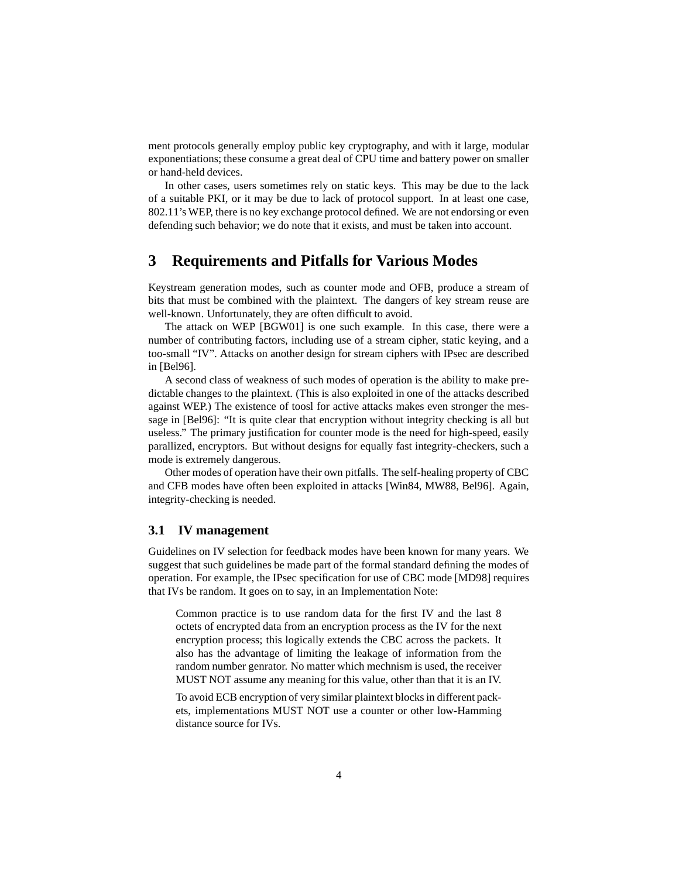ment protocols generally employ public key cryptography, and with it large, modular exponentiations; these consume a great deal of CPU time and battery power on smaller or hand-held devices.

In other cases, users sometimes rely on static keys. This may be due to the lack of a suitable PKI, or it may be due to lack of protocol support. In at least one case, 802.11's WEP, there is no key exchange protocol defined. We are not endorsing or even defending such behavior; we do note that it exists, and must be taken into account.

# 3 Requirements and Pitfalls for Various Modes

Keystream generation modes, such as counter mode and OFB, produce a stream of bits that must be combined with the plaintext. The dangers of key stream reuse are well-known. Unfortunately, they are often difficult to avoid.

The attack on WEP [BGW01] is one such example. In this case, there were a number of contributing factors, including use of a stream cipher, static keying, and a too-small "IV". Attacks on another design for stream ciphers with IPsec are described in [Bel96].

A second class of weakness of such modes of operation is the ability to make predictable changes to the plaintext. (This is also exploited in one of the attacks described against WEP.) The existence of toosl for active attacks makes even stronger the message in [Bel96]: "It is quite clear that encryption without integrity checking is all but useless." The primary justification for counter mode is the need for high-speed, easily parallized, encryptors. But without designs for equally fast integrity-checkers, such a mode is extremely dangerous.

Other modes of operation have their own pitfalls. The self-healing property of CBC and CFB modes have often been exploited in attacks [Win84, MW88, Bel96]. Again, integrity-checking is needed.

## 3.1 IV management

Guidelines on IV selection for feedback modes have been known for many years. We suggest that such guidelines be made part of the formal standard defining the modes of operation. For example, the IPsec specification for use of CBC mode [MD98] requires that IVs be random. It goes on to say, in an Implementation Note:

> Common practice is to use random data for the first IV and the last 8 octets of encrypted data from an encryption process as the IV for the next encryption process; this logically extends the CBC across the packets. It also has the advantage of limiting the leakage of information from the random number genrator. No matter which mechnism is used, the receiver MUST NOT assume any meaning for this value, other than that it is an IV.
>
> To avoid ECB encryption of very similar plaintext blocks in different packets, implementations MUST NOT use a counter or other low-Hamming distance source for IVs.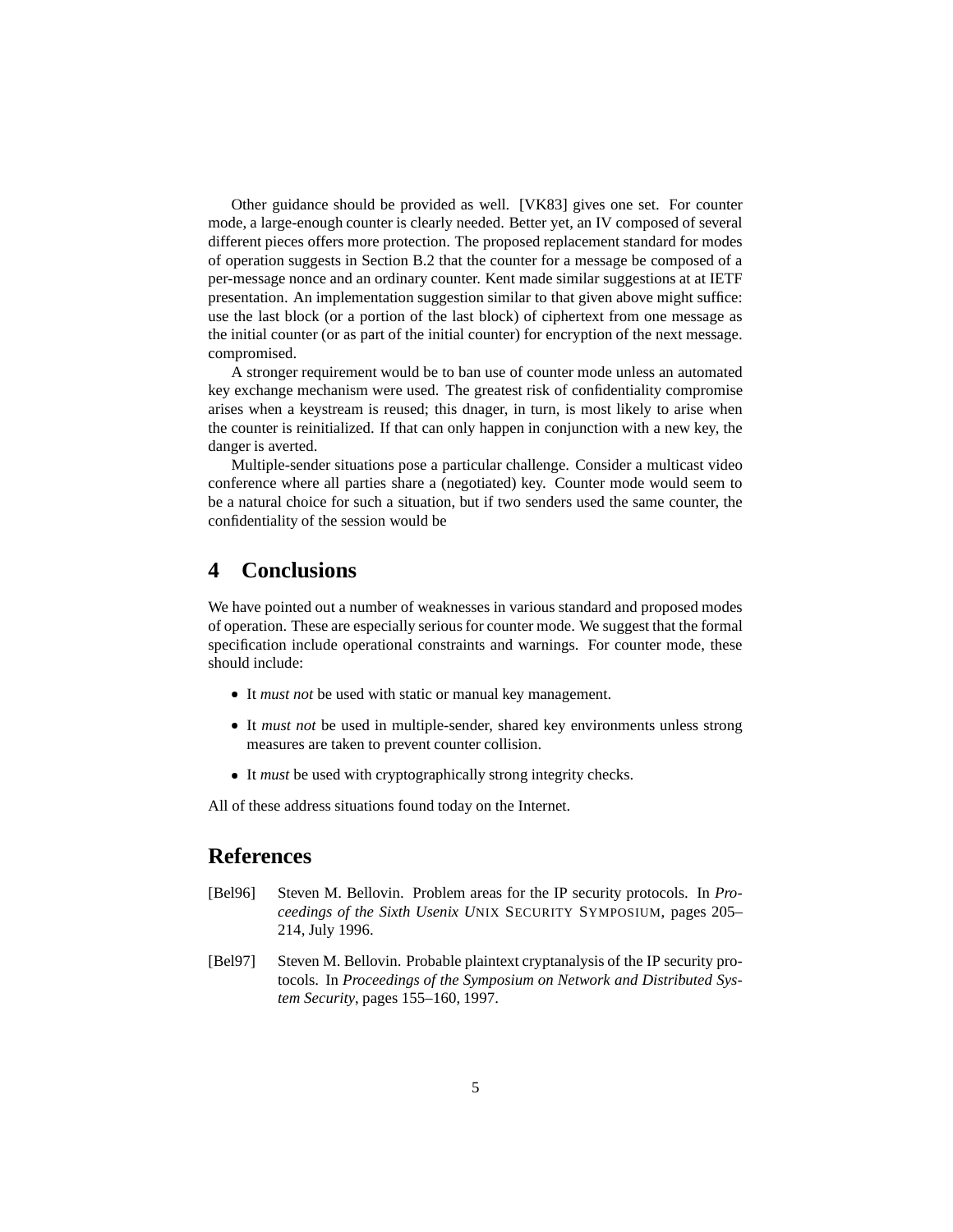Other guidance should be provided as well. [VK83] gives one set. For counter mode, a large-enough counter is clearly needed. Better yet, an IV composed of several different pieces offers more protection. The proposed replacement standard for modes of operation suggests in Section B.2 that the counter for a message be composed of a per-message nonce and an ordinary counter. Kent made similar suggestions at at IETF presentation. An implementation suggestion similar to that given above might suffice: use the last block (or a portion of the last block) of ciphertext from one message as the initial counter (or as part of the initial counter) for encryption of the next message. compromised.

A stronger requirement would be to ban use of counter mode unless an automated key exchange mechanism were used. The greatest risk of confidentiality compromise arises when a keystream is reused; this dnager, in turn, is most likely to arise when the counter is reinitialized. If that can only happen in conjunction with a new key, the danger is averted.

Multiple-sender situations pose a particular challenge. Consider a multicast video conference where all parties share a (negotiated) key. Counter mode would seem to be a natural choice for such a situation, but if two senders used the same counter, the confidentiality of the session would be

# 4 Conclusions

We have pointed out a number of weaknesses in various standard and proposed modes of operation. These are especially serious for counter mode. We suggest that the formal specification include operational constraints and warnings. For counter mode, these should include:

- It *must not* be used with static or manual key management.
- It *must not* be used in multiple-sender, shared key environments unless strong measures are taken to prevent counter collision.
- It *must* be used with cryptographically strong integrity checks.

All of these address situations found today on the Internet.

# References

[Bel96] Steven M. Bellovin. Problem areas for the IP security protocols. In *Proceedings of the Sixth Usenix UNIX SECURITY SYMPOSIUM*, pages 205–214, July 1996.

[Bel97] Steven M. Bellovin. Probable plaintext cryptanalysis of the IP security protocols. In *Proceedings of the Symposium on Network and Distributed System Security*, pages 155–160, 1997.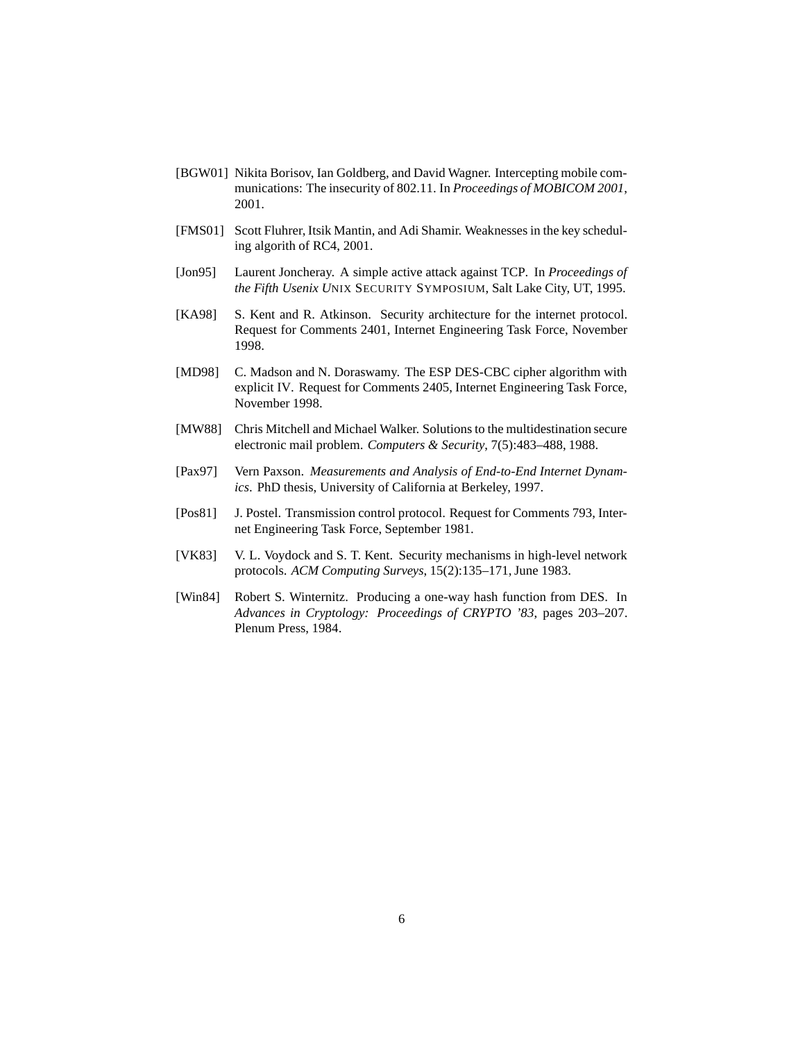[BGW01] Nikita Borisov, Ian Goldberg, and David Wagner. Intercepting mobile communications: The insecurity of 802.11. In *Proceedings of MOBICOM 2001*, 2001.

[FMS01] Scott Fluhrer, Itsik Mantin, and Adi Shamir. Weaknesses in the key scheduling algorith of RC4, 2001.

[Jon95] Laurent Joncheray. A simple active attack against TCP. In *Proceedings of the Fifth Usenix U*NIX SECURITY SYMPOSIUM, Salt Lake City, UT, 1995.

[KA98] S. Kent and R. Atkinson. Security architecture for the internet protocol. Request for Comments 2401, Internet Engineering Task Force, November 1998.

[MD98] C. Madson and N. Doraswamy. The ESP DES-CBC cipher algorithm with explicit IV. Request for Comments 2405, Internet Engineering Task Force, November 1998.

[MW88] Chris Mitchell and Michael Walker. Solutions to the multidestination secure electronic mail problem. *Computers & Security*, 7(5):483–488, 1988.

[Pax97] Vern Paxson. *Measurements and Analysis of End-to-End Internet Dynamics*. PhD thesis, University of California at Berkeley, 1997.

[Pos81] J. Postel. Transmission control protocol. Request for Comments 793, Internet Engineering Task Force, September 1981.

[VK83] V. L. Voydock and S. T. Kent. Security mechanisms in high-level network protocols. *ACM Computing Surveys*, 15(2):135–171, June 1983.

[Win84] Robert S. Winternitz. Producing a one-way hash function from DES. In *Advances in Cryptology: Proceedings of CRYPTO '83*, pages 203–207. Plenum Press, 1984.